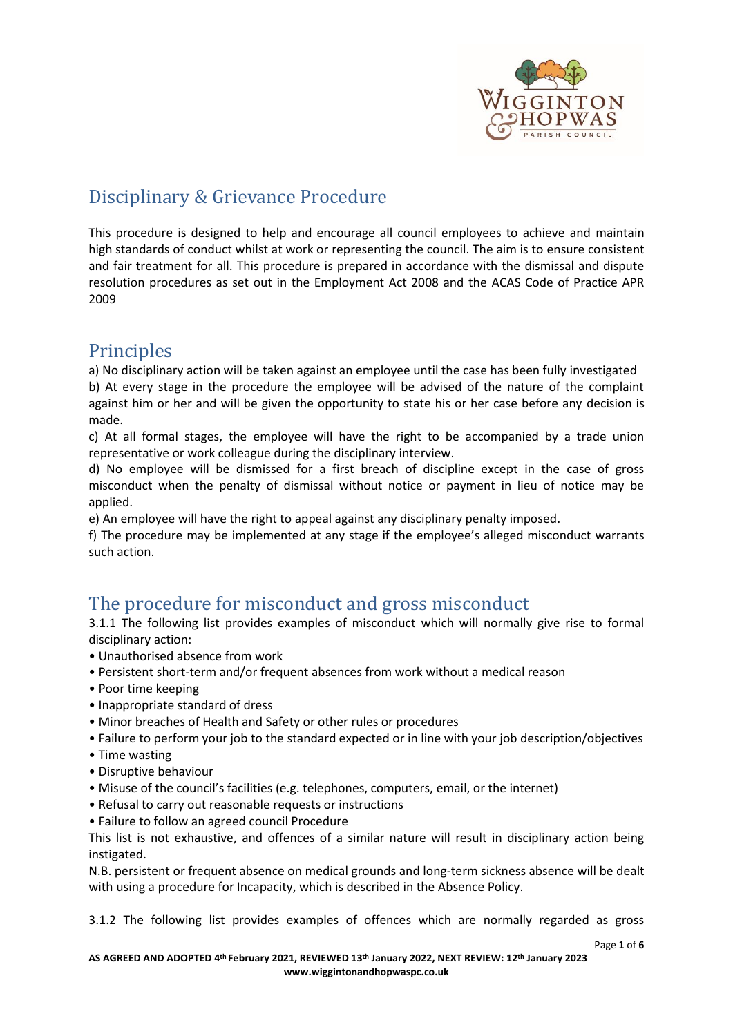# Disciplinary & Grievance Procedure

This procedure is designed to help and encourage all council employees to achieve and maintain high standards of conduct whilst at work or representing the council. The aim is to ensure consistent and fair treatment for all. This procedure is prepared in accordance with the dismissal and dispute resolution procedures as set out in the Employment Act 2008 and the ACAS Code of Practice APR 2009

## Principles

a) No disciplinary action will be taken against an employee until the case has been fully investigated
b) At every stage in the procedure the employee will be advised of the nature of the complaint against him or her and will be given the opportunity to state his or her case before any decision is made.
c) At all formal stages, the employee will have the right to be accompanied by a trade union representative or work colleague during the disciplinary interview.
d) No employee will be dismissed for a first breach of discipline except in the case of gross misconduct when the penalty of dismissal without notice or payment in lieu of notice may be applied.
e) An employee will have the right to appeal against any disciplinary penalty imposed.
f) The procedure may be implemented at any stage if the employee's alleged misconduct warrants such action.

## The procedure for misconduct and gross misconduct

3.1.1 The following list provides examples of misconduct which will normally give rise to formal disciplinary action:

- Unauthorised absence from work
- Persistent short-term and/or frequent absences from work without a medical reason
- Poor time keeping
- Inappropriate standard of dress
- Minor breaches of Health and Safety or other rules or procedures
- Failure to perform your job to the standard expected or in line with your job description/objectives
- Time wasting
- Disruptive behaviour
- Misuse of the council's facilities (e.g. telephones, computers, email, or the internet)
- Refusal to carry out reasonable requests or instructions
- Failure to follow an agreed council Procedure

This list is not exhaustive, and offences of a similar nature will result in disciplinary action being instigated.

N.B. persistent or frequent absence on medical grounds and long-term sickness absence will be dealt with using a procedure for Incapacity, which is described in the Absence Policy.

3.1.2 The following list provides examples of offences which are normally regarded as gross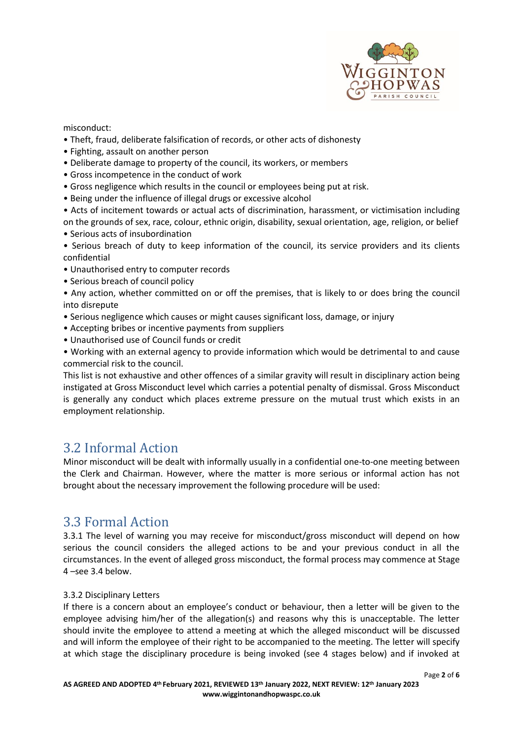misconduct:

- Theft, fraud, deliberate falsification of records, or other acts of dishonesty
- Fighting, assault on another person
- Deliberate damage to property of the council, its workers, or members
- Gross incompetence in the conduct of work
- Gross negligence which results in the council or employees being put at risk.
- Being under the influence of illegal drugs or excessive alcohol
- Acts of incitement towards or actual acts of discrimination, harassment, or victimisation including on the grounds of sex, race, colour, ethnic origin, disability, sexual orientation, age, religion, or belief
- Serious acts of insubordination
- Serious breach of duty to keep information of the council, its service providers and its clients confidential
- Unauthorised entry to computer records
- Serious breach of council policy
- Any action, whether committed on or off the premises, that is likely to or does bring the council into disrepute
- Serious negligence which causes or might causes significant loss, damage, or injury
- Accepting bribes or incentive payments from suppliers
- Unauthorised use of Council funds or credit
- Working with an external agency to provide information which would be detrimental to and cause commercial risk to the council.

This list is not exhaustive and other offences of a similar gravity will result in disciplinary action being instigated at Gross Misconduct level which carries a potential penalty of dismissal. Gross Misconduct is generally any conduct which places extreme pressure on the mutual trust which exists in an employment relationship.

## 3.2 Informal Action

Minor misconduct will be dealt with informally usually in a confidential one-to-one meeting between the Clerk and Chairman. However, where the matter is more serious or informal action has not brought about the necessary improvement the following procedure will be used:

## 3.3 Formal Action

3.3.1 The level of warning you may receive for misconduct/gross misconduct will depend on how serious the council considers the alleged actions to be and your previous conduct in all the circumstances. In the event of alleged gross misconduct, the formal process may commence at Stage 4 –see 3.4 below.

3.3.2 Disciplinary Letters

If there is a concern about an employee's conduct or behaviour, then a letter will be given to the employee advising him/her of the allegation(s) and reasons why this is unacceptable. The letter should invite the employee to attend a meeting at which the alleged misconduct will be discussed and will inform the employee of their right to be accompanied to the meeting. The letter will specify at which stage the disciplinary procedure is being invoked (see 4 stages below) and if invoked at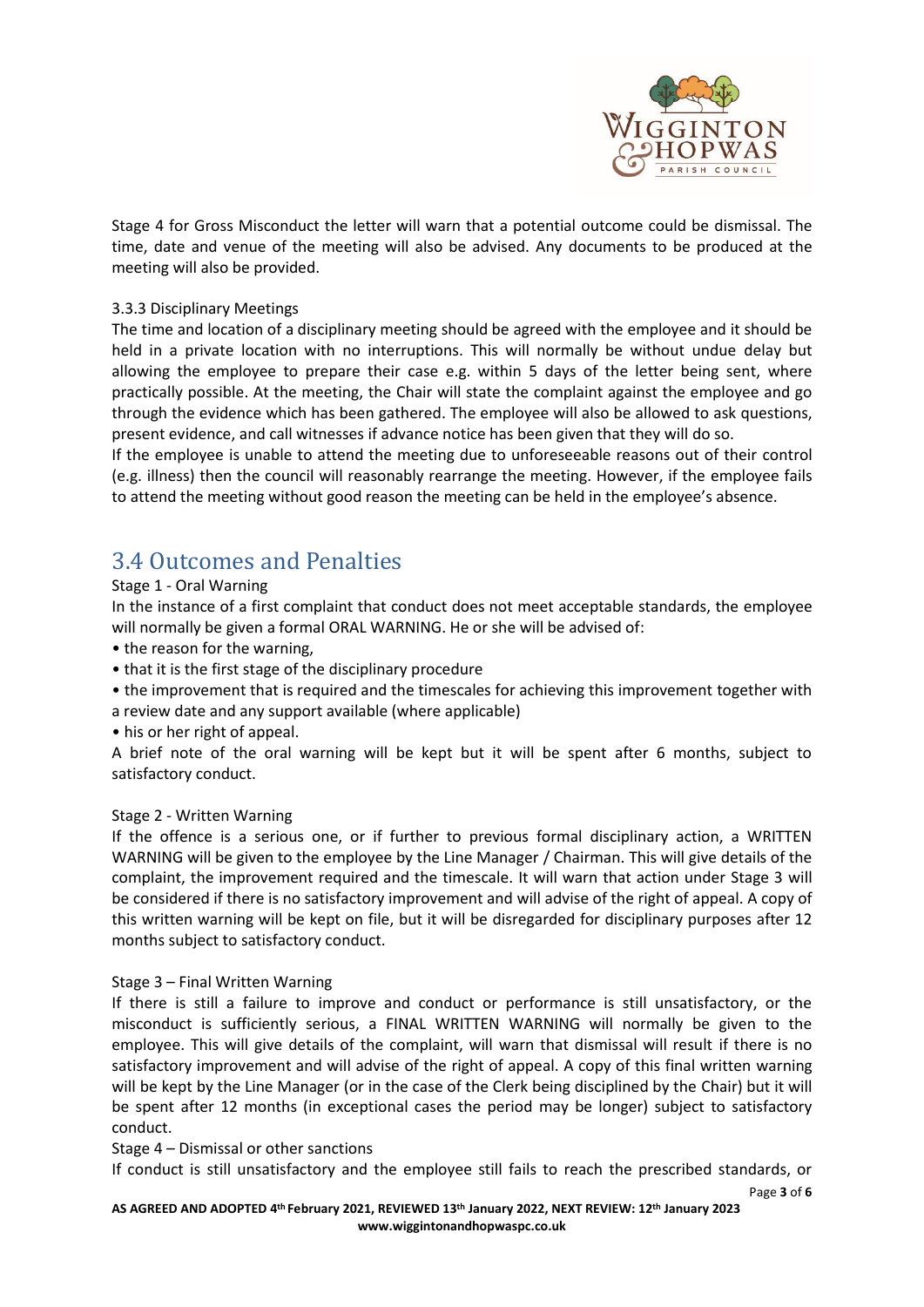Stage 4 for Gross Misconduct the letter will warn that a potential outcome could be dismissal. The time, date and venue of the meeting will also be advised. Any documents to be produced at the meeting will also be provided.

3.3.3 Disciplinary Meetings

The time and location of a disciplinary meeting should be agreed with the employee and it should be held in a private location with no interruptions. This will normally be without undue delay but allowing the employee to prepare their case e.g. within 5 days of the letter being sent, where practically possible. At the meeting, the Chair will state the complaint against the employee and go through the evidence which has been gathered. The employee will also be allowed to ask questions, present evidence, and call witnesses if advance notice has been given that they will do so.

If the employee is unable to attend the meeting due to unforeseeable reasons out of their control (e.g. illness) then the council will reasonably rearrange the meeting. However, if the employee fails to attend the meeting without good reason the meeting can be held in the employee's absence.

## 3.4 Outcomes and Penalties

Stage 1 - Oral Warning

In the instance of a first complaint that conduct does not meet acceptable standards, the employee will normally be given a formal ORAL WARNING. He or she will be advised of:

- the reason for the warning,
- that it is the first stage of the disciplinary procedure
- the improvement that is required and the timescales for achieving this improvement together with a review date and any support available (where applicable)
- his or her right of appeal.

A brief note of the oral warning will be kept but it will be spent after 6 months, subject to satisfactory conduct.

Stage 2 - Written Warning

If the offence is a serious one, or if further to previous formal disciplinary action, a WRITTEN WARNING will be given to the employee by the Line Manager / Chairman. This will give details of the complaint, the improvement required and the timescale. It will warn that action under Stage 3 will be considered if there is no satisfactory improvement and will advise of the right of appeal. A copy of this written warning will be kept on file, but it will be disregarded for disciplinary purposes after 12 months subject to satisfactory conduct.

Stage 3 – Final Written Warning

If there is still a failure to improve and conduct or performance is still unsatisfactory, or the misconduct is sufficiently serious, a FINAL WRITTEN WARNING will normally be given to the employee. This will give details of the complaint, will warn that dismissal will result if there is no satisfactory improvement and will advise of the right of appeal. A copy of this final written warning will be kept by the Line Manager (or in the case of the Clerk being disciplined by the Chair) but it will be spent after 12 months (in exceptional cases the period may be longer) subject to satisfactory conduct.

Stage 4 – Dismissal or other sanctions

If conduct is still unsatisfactory and the employee still fails to reach the prescribed standards, or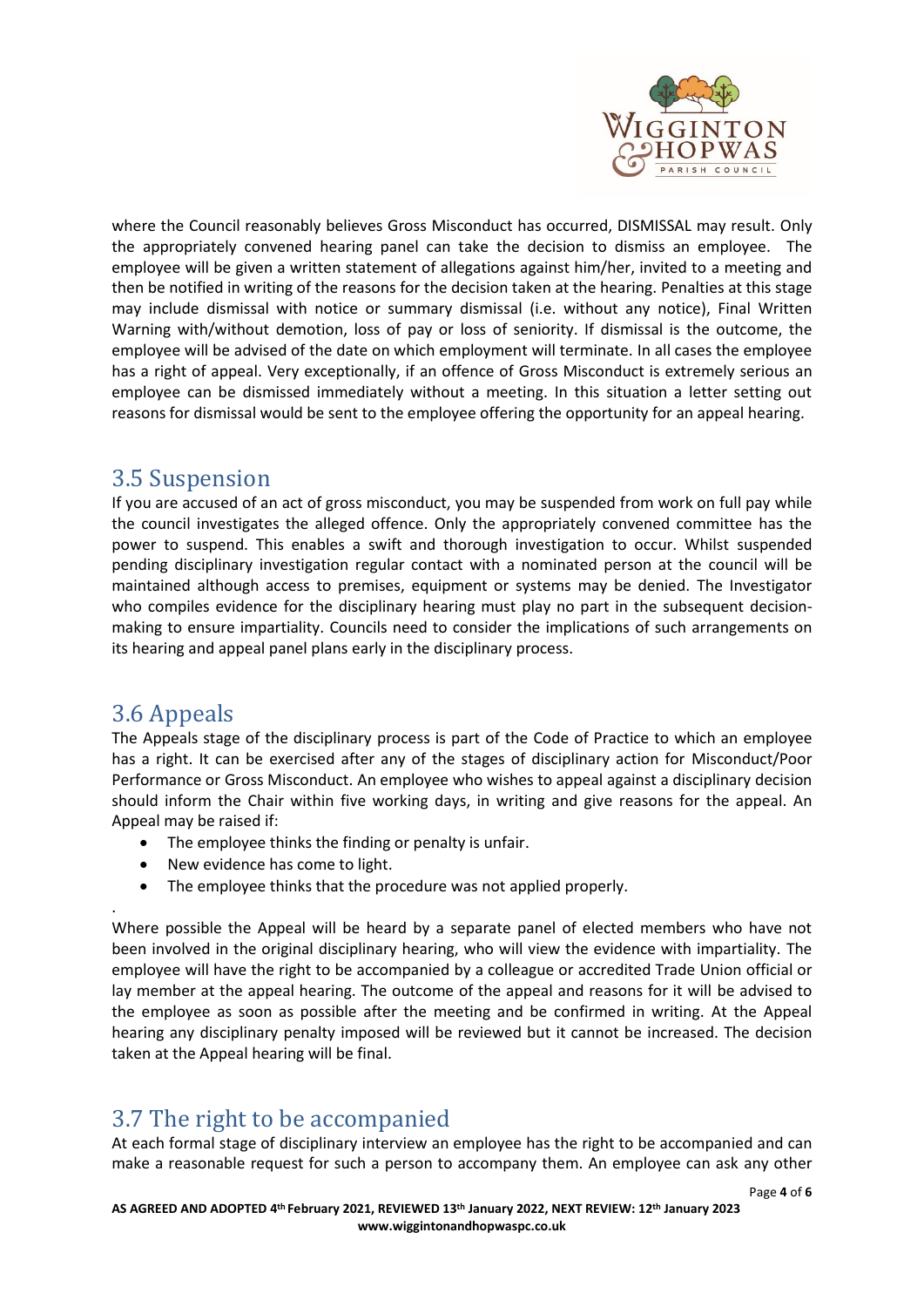where the Council reasonably believes Gross Misconduct has occurred, DISMISSAL may result. Only the appropriately convened hearing panel can take the decision to dismiss an employee. The employee will be given a written statement of allegations against him/her, invited to a meeting and then be notified in writing of the reasons for the decision taken at the hearing. Penalties at this stage may include dismissal with notice or summary dismissal (i.e. without any notice), Final Written Warning with/without demotion, loss of pay or loss of seniority. If dismissal is the outcome, the employee will be advised of the date on which employment will terminate. In all cases the employee has a right of appeal. Very exceptionally, if an offence of Gross Misconduct is extremely serious an employee can be dismissed immediately without a meeting. In this situation a letter setting out reasons for dismissal would be sent to the employee offering the opportunity for an appeal hearing.

## 3.5 Suspension

If you are accused of an act of gross misconduct, you may be suspended from work on full pay while the council investigates the alleged offence. Only the appropriately convened committee has the power to suspend. This enables a swift and thorough investigation to occur. Whilst suspended pending disciplinary investigation regular contact with a nominated person at the council will be maintained although access to premises, equipment or systems may be denied. The Investigator who compiles evidence for the disciplinary hearing must play no part in the subsequent decision-making to ensure impartiality. Councils need to consider the implications of such arrangements on its hearing and appeal panel plans early in the disciplinary process.

## 3.6 Appeals

The Appeals stage of the disciplinary process is part of the Code of Practice to which an employee has a right. It can be exercised after any of the stages of disciplinary action for Misconduct/Poor Performance or Gross Misconduct. An employee who wishes to appeal against a disciplinary decision should inform the Chair within five working days, in writing and give reasons for the appeal. An Appeal may be raised if:

- The employee thinks the finding or penalty is unfair.
- New evidence has come to light.
- The employee thinks that the procedure was not applied properly.

.

Where possible the Appeal will be heard by a separate panel of elected members who have not been involved in the original disciplinary hearing, who will view the evidence with impartiality. The employee will have the right to be accompanied by a colleague or accredited Trade Union official or lay member at the appeal hearing. The outcome of the appeal and reasons for it will be advised to the employee as soon as possible after the meeting and be confirmed in writing. At the Appeal hearing any disciplinary penalty imposed will be reviewed but it cannot be increased. The decision taken at the Appeal hearing will be final.

## 3.7 The right to be accompanied

At each formal stage of disciplinary interview an employee has the right to be accompanied and can make a reasonable request for such a person to accompany them. An employee can ask any other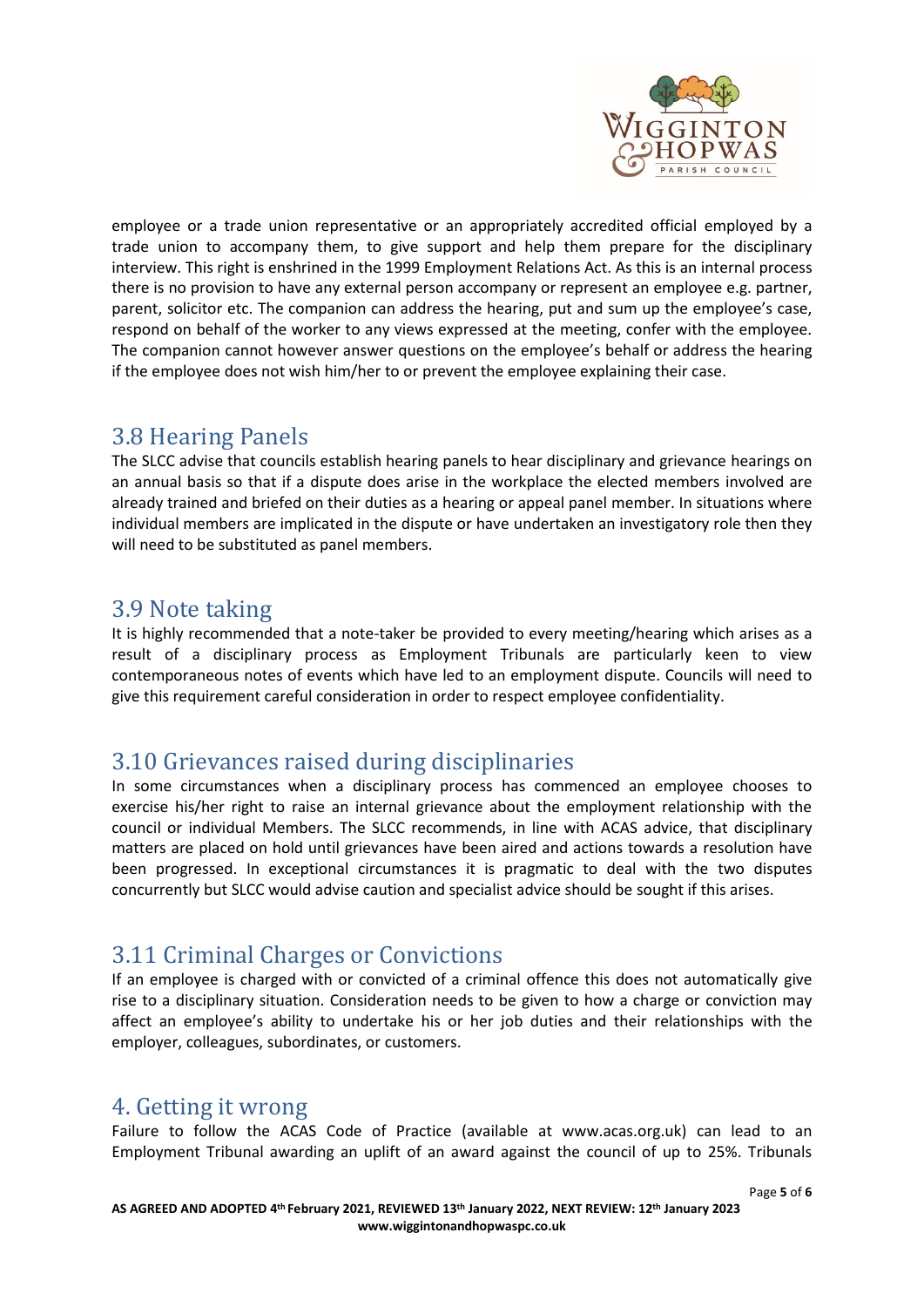employee or a trade union representative or an appropriately accredited official employed by a trade union to accompany them, to give support and help them prepare for the disciplinary interview. This right is enshrined in the 1999 Employment Relations Act. As this is an internal process there is no provision to have any external person accompany or represent an employee e.g. partner, parent, solicitor etc. The companion can address the hearing, put and sum up the employee's case, respond on behalf of the worker to any views expressed at the meeting, confer with the employee. The companion cannot however answer questions on the employee's behalf or address the hearing if the employee does not wish him/her to or prevent the employee explaining their case.

## 3.8 Hearing Panels

The SLCC advise that councils establish hearing panels to hear disciplinary and grievance hearings on an annual basis so that if a dispute does arise in the workplace the elected members involved are already trained and briefed on their duties as a hearing or appeal panel member. In situations where individual members are implicated in the dispute or have undertaken an investigatory role then they will need to be substituted as panel members.

## 3.9 Note taking

It is highly recommended that a note-taker be provided to every meeting/hearing which arises as a result of a disciplinary process as Employment Tribunals are particularly keen to view contemporaneous notes of events which have led to an employment dispute. Councils will need to give this requirement careful consideration in order to respect employee confidentiality.

## 3.10 Grievances raised during disciplinaries

In some circumstances when a disciplinary process has commenced an employee chooses to exercise his/her right to raise an internal grievance about the employment relationship with the council or individual Members. The SLCC recommends, in line with ACAS advice, that disciplinary matters are placed on hold until grievances have been aired and actions towards a resolution have been progressed. In exceptional circumstances it is pragmatic to deal with the two disputes concurrently but SLCC would advise caution and specialist advice should be sought if this arises.

## 3.11 Criminal Charges or Convictions

If an employee is charged with or convicted of a criminal offence this does not automatically give rise to a disciplinary situation. Consideration needs to be given to how a charge or conviction may affect an employee's ability to undertake his or her job duties and their relationships with the employer, colleagues, subordinates, or customers.

# 4. Getting it wrong

Failure to follow the ACAS Code of Practice (available at www.acas.org.uk) can lead to an Employment Tribunal awarding an uplift of an award against the council of up to 25%. Tribunals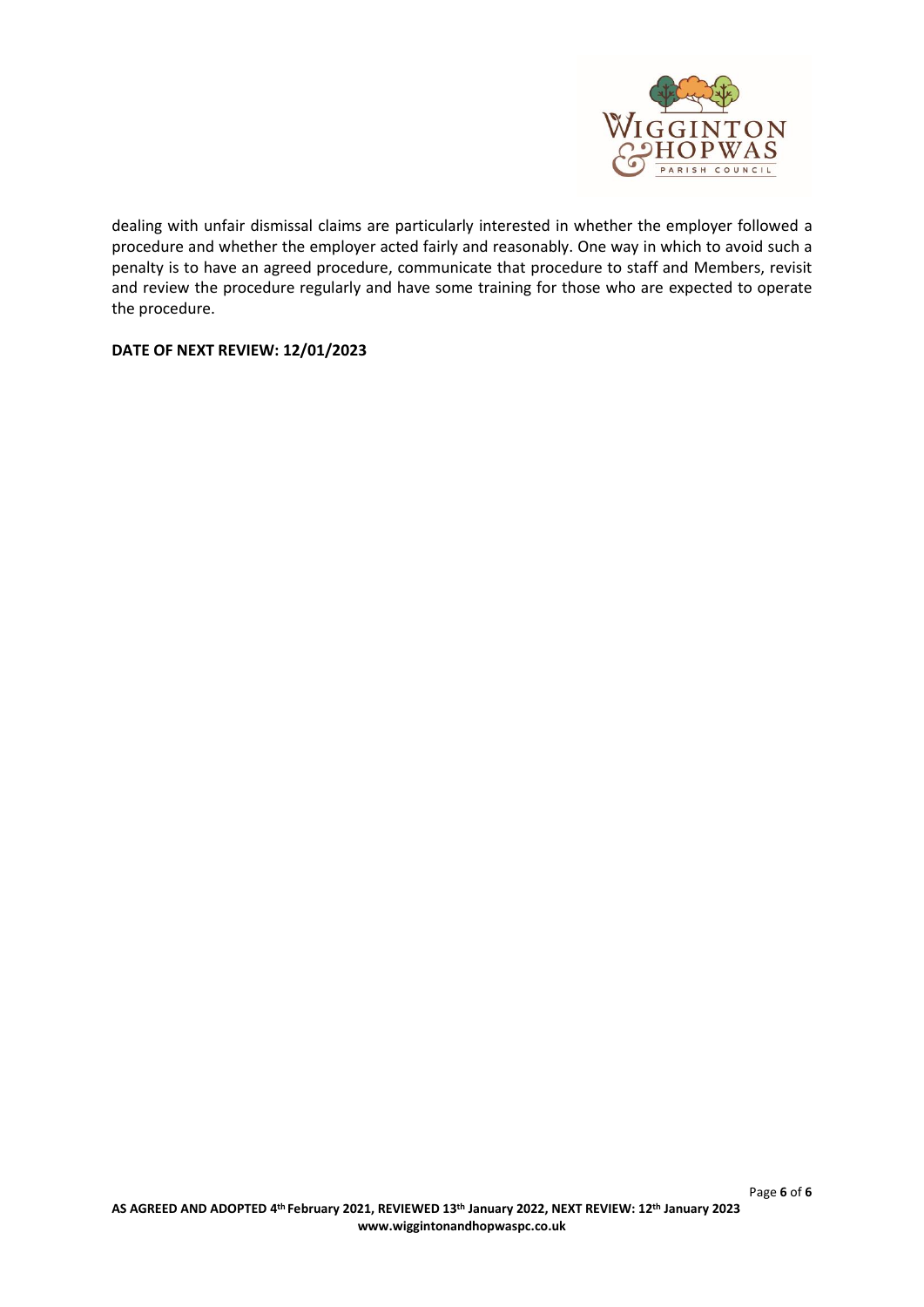dealing with unfair dismissal claims are particularly interested in whether the employer followed a procedure and whether the employer acted fairly and reasonably. One way in which to avoid such a penalty is to have an agreed procedure, communicate that procedure to staff and Members, revisit and review the procedure regularly and have some training for those who are expected to operate the procedure.

**DATE OF NEXT REVIEW: 12/01/2023**